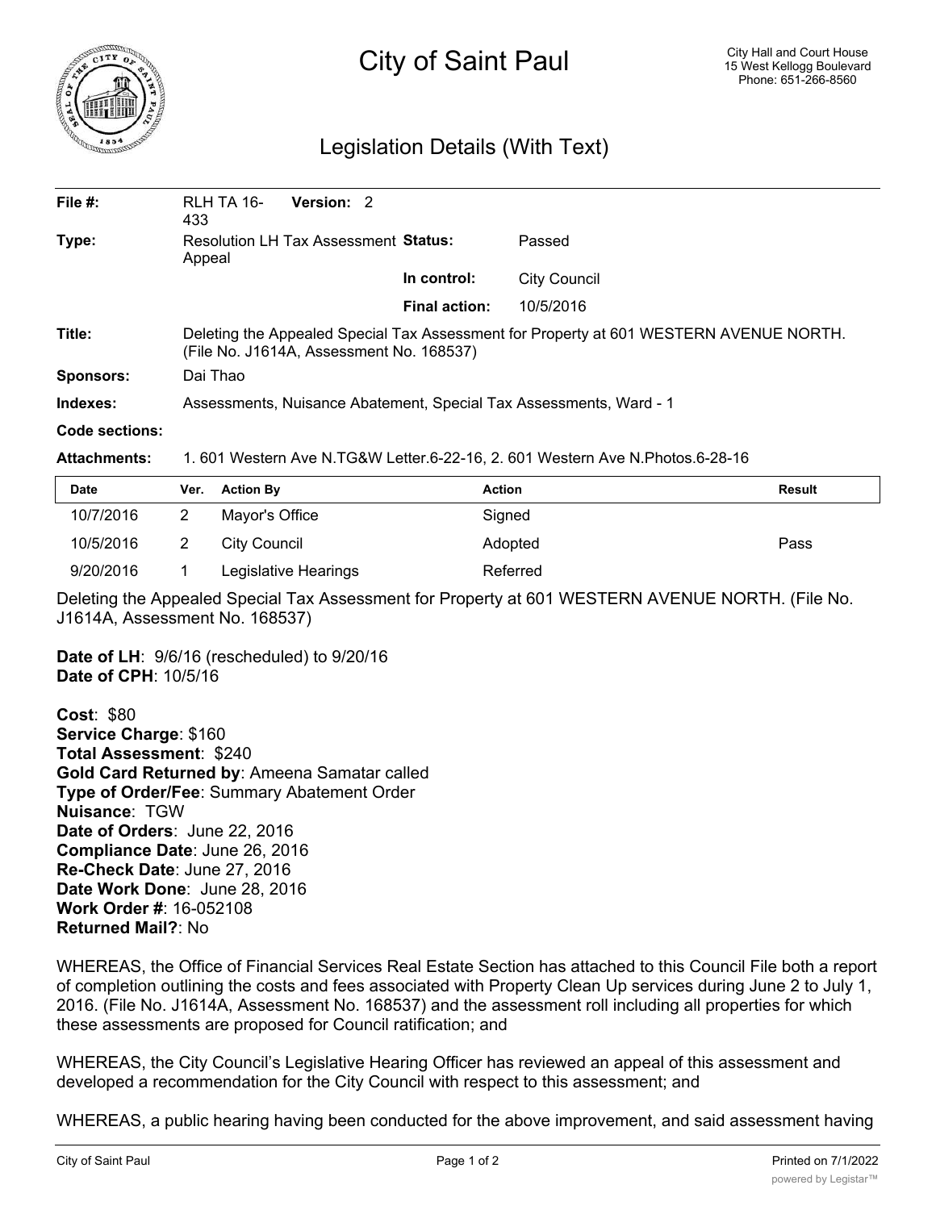# City of Saint Paul

City Hall and Court House
15 West Kellogg Boulevard
Phone: 651-266-8560

## Legislation Details (With Text)

| | | | |
|---|---|---|---|
| **File #:** | RLH TA 16-433 **Version:** 2 | | |
| **Type:** | Resolution LH Tax Assessment Appeal | **Status:** | Passed |
| | | **In control:** | City Council |
| | | **Final action:** | 10/5/2016 |
| **Title:** | Deleting the Appealed Special Tax Assessment for Property at 601 WESTERN AVENUE NORTH. (File No. J1614A, Assessment No. 168537) | | |
| **Sponsors:** | Dai Thao | | |
| **Indexes:** | Assessments, Nuisance Abatement, Special Tax Assessments, Ward - 1 | | |
| **Code sections:** | | | |
| **Attachments:** | 1. 601 Western Ave N.TG&W Letter.6-22-16, 2. 601 Western Ave N.Photos.6-28-16 | | |

| Date | Ver. | Action By | Action | Result |
|---|---|---|---|---|
| 10/7/2016 | 2 | Mayor's Office | Signed | |
| 10/5/2016 | 2 | City Council | Adopted | Pass |
| 9/20/2016 | 1 | Legislative Hearings | Referred | |

Deleting the Appealed Special Tax Assessment for Property at 601 WESTERN AVENUE NORTH. (File No. J1614A, Assessment No. 168537)

**Date of LH**: 9/6/16 (rescheduled) to 9/20/16
**Date of CPH**: 10/5/16

**Cost**: $80
**Service Charge**: $160
**Total Assessment**: $240
**Gold Card Returned by**: Ameena Samatar called
**Type of Order/Fee**: Summary Abatement Order
**Nuisance**: TGW
**Date of Orders**: June 22, 2016
**Compliance Date**: June 26, 2016
**Re-Check Date**: June 27, 2016
**Date Work Done**: June 28, 2016
**Work Order #**: 16-052108
**Returned Mail?**: No

WHEREAS, the Office of Financial Services Real Estate Section has attached to this Council File both a report of completion outlining the costs and fees associated with Property Clean Up services during June 2 to July 1, 2016. (File No. J1614A, Assessment No. 168537) and the assessment roll including all properties for which these assessments are proposed for Council ratification; and

WHEREAS, the City Council's Legislative Hearing Officer has reviewed an appeal of this assessment and developed a recommendation for the City Council with respect to this assessment; and

WHEREAS, a public hearing having been conducted for the above improvement, and said assessment having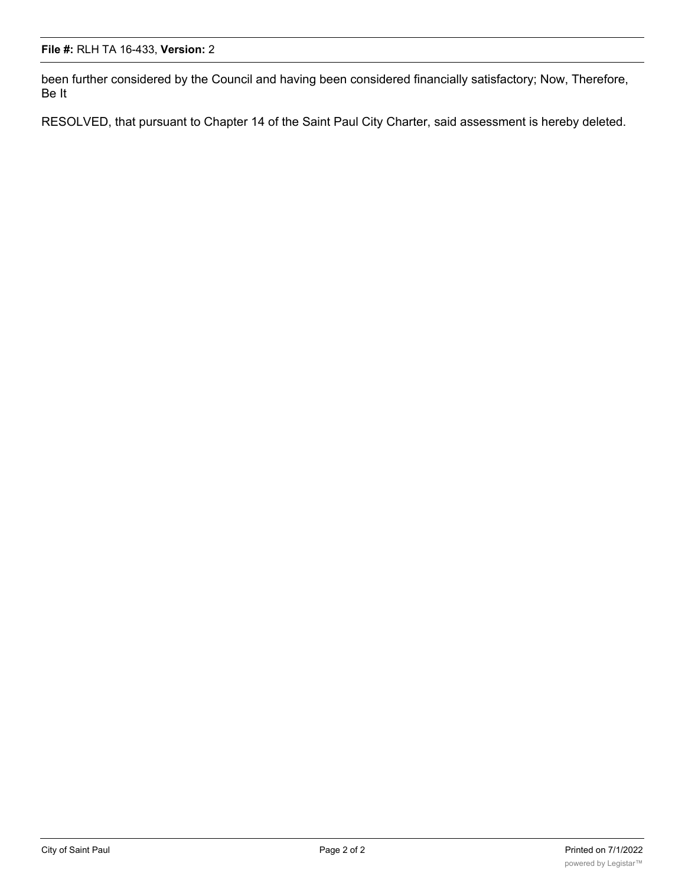been further considered by the Council and having been considered financially satisfactory; Now, Therefore, Be It

RESOLVED, that pursuant to Chapter 14 of the Saint Paul City Charter, said assessment is hereby deleted.